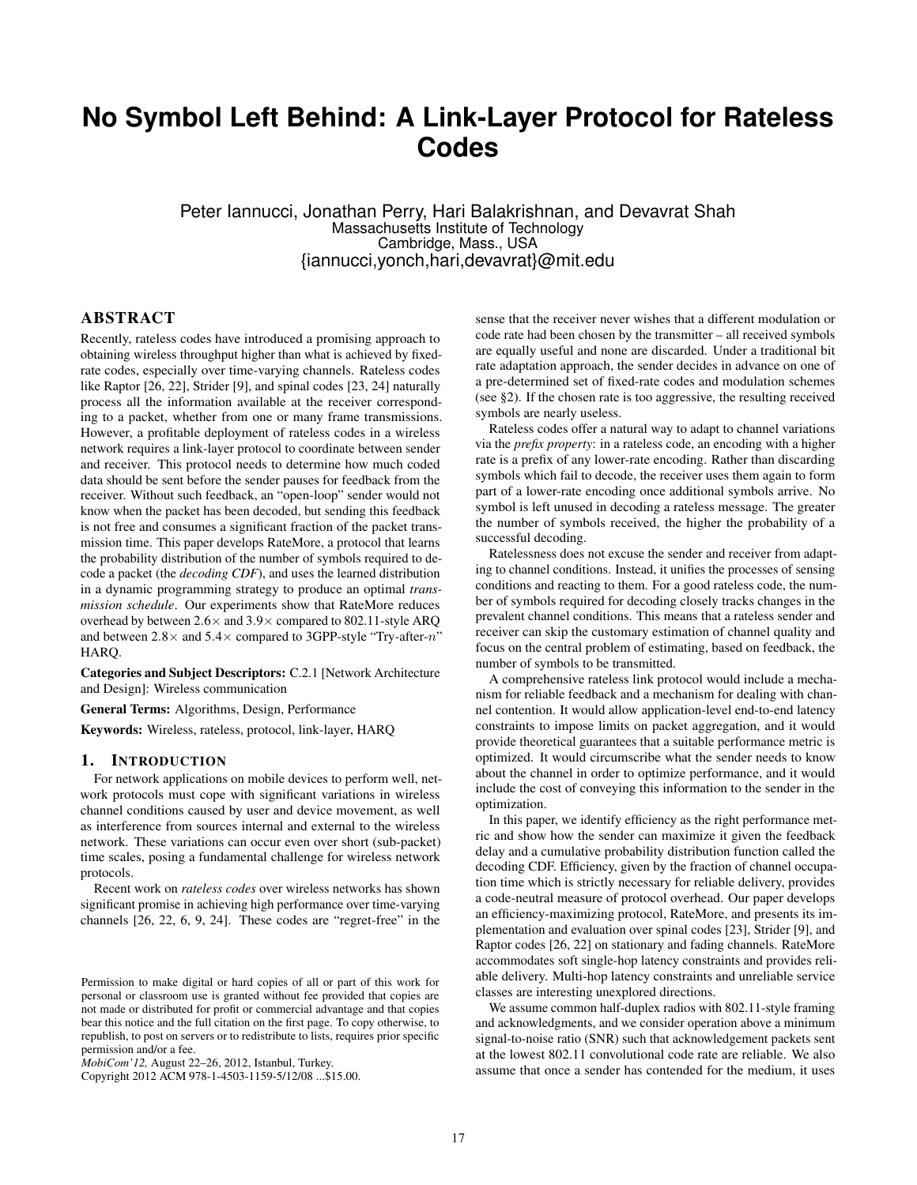# No Symbol Left Behind: A Link-Layer Protocol for Rateless Codes

Peter Iannucci, Jonathan Perry, Hari Balakrishnan, and Devavrat Shah
Massachusetts Institute of Technology
Cambridge, Mass., USA
{iannucci,yonch,hari,devavrat}@mit.edu

## ABSTRACT

Recently, rateless codes have introduced a promising approach to obtaining wireless throughput higher than what is achieved by fixed-rate codes, especially over time-varying channels. Rateless codes like Raptor [26, 22], Strider [9], and spinal codes [23, 24] naturally process all the information available at the receiver corresponding to a packet, whether from one or many frame transmissions. However, a profitable deployment of rateless codes in a wireless network requires a link-layer protocol to coordinate between sender and receiver. This protocol needs to determine how much coded data should be sent before the sender pauses for feedback from the receiver. Without such feedback, an "open-loop" sender would not know when the packet has been decoded, but sending this feedback is not free and consumes a significant fraction of the packet transmission time. This paper develops RateMore, a protocol that learns the probability distribution of the number of symbols required to decode a packet (the *decoding CDF*), and uses the learned distribution in a dynamic programming strategy to produce an optimal *transmission schedule*. Our experiments show that RateMore reduces overhead by between 2.6× and 3.9× compared to 802.11-style ARQ and between 2.8× and 5.4× compared to 3GPP-style "Try-after-$n$" HARQ.

**Categories and Subject Descriptors:** C.2.1 [Network Architecture and Design]: Wireless communication

**General Terms:** Algorithms, Design, Performance

**Keywords:** Wireless, rateless, protocol, link-layer, HARQ

## 1. INTRODUCTION

For network applications on mobile devices to perform well, network protocols must cope with significant variations in wireless channel conditions caused by user and device movement, as well as interference from sources internal and external to the wireless network. These variations can occur even over short (sub-packet) time scales, posing a fundamental challenge for wireless network protocols.

Recent work on *rateless codes* over wireless networks has shown significant promise in achieving high performance over time-varying channels [26, 22, 6, 9, 24]. These codes are "regret-free" in the sense that the receiver never wishes that a different modulation or code rate had been chosen by the transmitter – all received symbols are equally useful and none are discarded. Under a traditional bit rate adaptation approach, the sender decides in advance on one of a pre-determined set of fixed-rate codes and modulation schemes (see §2). If the chosen rate is too aggressive, the resulting received symbols are nearly useless.

Rateless codes offer a natural way to adapt to channel variations via the *prefix property*: in a rateless code, an encoding with a higher rate is a prefix of any lower-rate encoding. Rather than discarding symbols which fail to decode, the receiver uses them again to form part of a lower-rate encoding once additional symbols arrive. No symbol is left unused in decoding a rateless message. The greater the number of symbols received, the higher the probability of a successful decoding.

Ratelessness does not excuse the sender and receiver from adapting to channel conditions. Instead, it unifies the processes of sensing conditions and reacting to them. For a good rateless code, the number of symbols required for decoding closely tracks changes in the prevalent channel conditions. This means that a rateless sender and receiver can skip the customary estimation of channel quality and focus on the central problem of estimating, based on feedback, the number of symbols to be transmitted.

A comprehensive rateless link protocol would include a mechanism for reliable feedback and a mechanism for dealing with channel contention. It would allow application-level end-to-end latency constraints to impose limits on packet aggregation, and it would provide theoretical guarantees that a suitable performance metric is optimized. It would circumscribe what the sender needs to know about the channel in order to optimize performance, and it would include the cost of conveying this information to the sender in the optimization.

In this paper, we identify efficiency as the right performance metric and show how the sender can maximize it given the feedback delay and a cumulative probability distribution function called the decoding CDF. Efficiency, given by the fraction of channel occupation time which is strictly necessary for reliable delivery, provides a code-neutral measure of protocol overhead. Our paper develops an efficiency-maximizing protocol, RateMore, and presents its implementation and evaluation over spinal codes [23], Strider [9], and Raptor codes [26, 22] on stationary and fading channels. RateMore accommodates soft single-hop latency constraints and provides reliable delivery. Multi-hop latency constraints and unreliable service classes are interesting unexplored directions.

We assume common half-duplex radios with 802.11-style framing and acknowledgments, and we consider operation above a minimum signal-to-noise ratio (SNR) such that acknowledgement packets sent at the lowest 802.11 convolutional code rate are reliable. We also assume that once a sender has contended for the medium, it uses

Permission to make digital or hard copies of all or part of this work for personal or classroom use is granted without fee provided that copies are not made or distributed for profit or commercial advantage and that copies bear this notice and the full citation on the first page. To copy otherwise, to republish, to post on servers or to redistribute to lists, requires prior specific permission and/or a fee.
*MobiCom'12,* August 22–26, 2012, Istanbul, Turkey.
Copyright 2012 ACM 978-1-4503-1159-5/12/08 ...$15.00.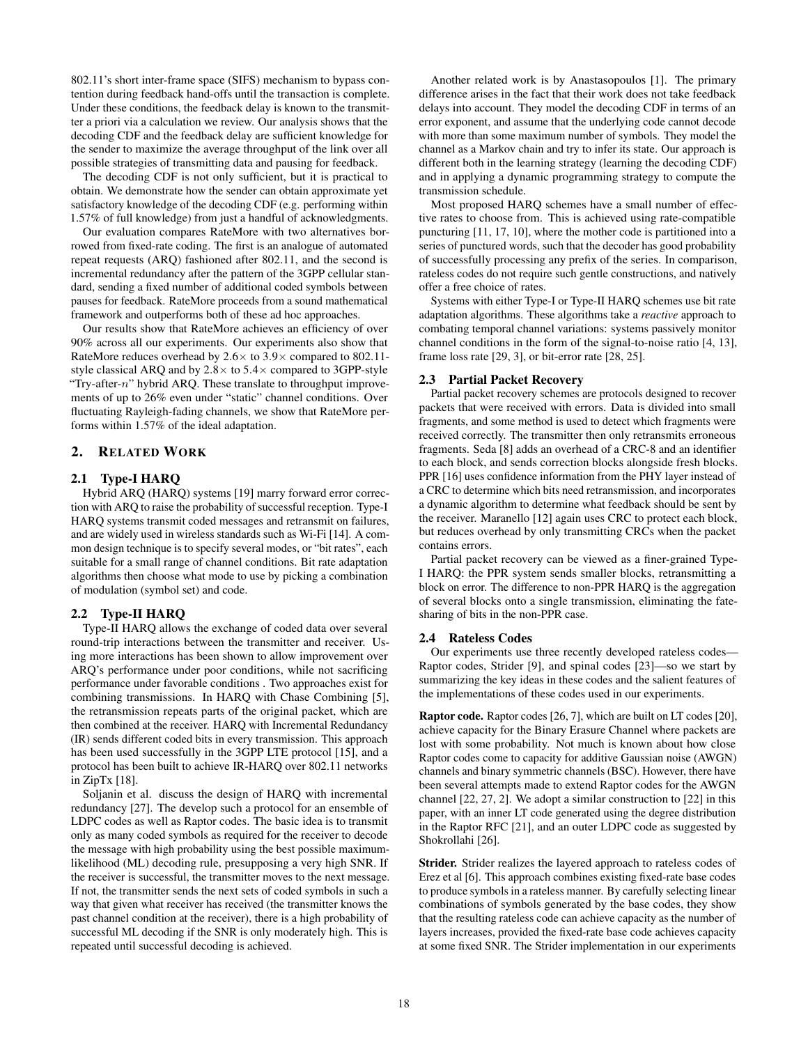802.11's short inter-frame space (SIFS) mechanism to bypass contention during feedback hand-offs until the transaction is complete. Under these conditions, the feedback delay is known to the transmitter a priori via a calculation we review. Our analysis shows that the decoding CDF and the feedback delay are sufficient knowledge for the sender to maximize the average throughput of the link over all possible strategies of transmitting data and pausing for feedback.

The decoding CDF is not only sufficient, but it is practical to obtain. We demonstrate how the sender can obtain approximate yet satisfactory knowledge of the decoding CDF (e.g. performing within 1.57% of full knowledge) from just a handful of acknowledgments.

Our evaluation compares RateMore with two alternatives borrowed from fixed-rate coding. The first is an analogue of automated repeat requests (ARQ) fashioned after 802.11, and the second is incremental redundancy after the pattern of the 3GPP cellular standard, sending a fixed number of additional coded symbols between pauses for feedback. RateMore proceeds from a sound mathematical framework and outperforms both of these ad hoc approaches.

Our results show that RateMore achieves an efficiency of over 90% across all our experiments. Our experiments also show that RateMore reduces overhead by $2.6\times$ to $3.9\times$ compared to 802.11-style classical ARQ and by $2.8\times$ to $5.4\times$ compared to 3GPP-style "Try-after-$n$" hybrid ARQ. These translate to throughput improvements of up to 26% even under "static" channel conditions. Over fluctuating Rayleigh-fading channels, we show that RateMore performs within 1.57% of the ideal adaptation.

## 2. RELATED WORK

### 2.1 Type-I HARQ

Hybrid ARQ (HARQ) systems [19] marry forward error correction with ARQ to raise the probability of successful reception. Type-I HARQ systems transmit coded messages and retransmit on failures, and are widely used in wireless standards such as Wi-Fi [14]. A common design technique is to specify several modes, or "bit rates", each suitable for a small range of channel conditions. Bit rate adaptation algorithms then choose what mode to use by picking a combination of modulation (symbol set) and code.

### 2.2 Type-II HARQ

Type-II HARQ allows the exchange of coded data over several round-trip interactions between the transmitter and receiver. Using more interactions has been shown to allow improvement over ARQ's performance under poor conditions, while not sacrificing performance under favorable conditions . Two approaches exist for combining transmissions. In HARQ with Chase Combining [5], the retransmission repeats parts of the original packet, which are then combined at the receiver. HARQ with Incremental Redundancy (IR) sends different coded bits in every transmission. This approach has been used successfully in the 3GPP LTE protocol [15], and a protocol has been built to achieve IR-HARQ over 802.11 networks in ZipTx [18].

Soljanin et al. discuss the design of HARQ with incremental redundancy [27]. The develop such a protocol for an ensemble of LDPC codes as well as Raptor codes. The basic idea is to transmit only as many coded symbols as required for the receiver to decode the message with high probability using the best possible maximum-likelihood (ML) decoding rule, presupposing a very high SNR. If the receiver is successful, the transmitter moves to the next message. If not, the transmitter sends the next sets of coded symbols in such a way that given what receiver has received (the transmitter knows the past channel condition at the receiver), there is a high probability of successful ML decoding if the SNR is only moderately high. This is repeated until successful decoding is achieved.

Another related work is by Anastasopoulos [1]. The primary difference arises in the fact that their work does not take feedback delays into account. They model the decoding CDF in terms of an error exponent, and assume that the underlying code cannot decode with more than some maximum number of symbols. They model the channel as a Markov chain and try to infer its state. Our approach is different both in the learning strategy (learning the decoding CDF) and in applying a dynamic programming strategy to compute the transmission schedule.

Most proposed HARQ schemes have a small number of effective rates to choose from. This is achieved using rate-compatible puncturing [11, 17, 10], where the mother code is partitioned into a series of punctured words, such that the decoder has good probability of successfully processing any prefix of the series. In comparison, rateless codes do not require such gentle constructions, and natively offer a free choice of rates.

Systems with either Type-I or Type-II HARQ schemes use bit rate adaptation algorithms. These algorithms take a *reactive* approach to combating temporal channel variations: systems passively monitor channel conditions in the form of the signal-to-noise ratio [4, 13], frame loss rate [29, 3], or bit-error rate [28, 25].

### 2.3 Partial Packet Recovery

Partial packet recovery schemes are protocols designed to recover packets that were received with errors. Data is divided into small fragments, and some method is used to detect which fragments were received correctly. The transmitter then only retransmits erroneous fragments. Seda [8] adds an overhead of a CRC-8 and an identifier to each block, and sends correction blocks alongside fresh blocks. PPR [16] uses confidence information from the PHY layer instead of a CRC to determine which bits need retransmission, and incorporates a dynamic algorithm to determine what feedback should be sent by the receiver. Maranello [12] again uses CRC to protect each block, but reduces overhead by only transmitting CRCs when the packet contains errors.

Partial packet recovery can be viewed as a finer-grained Type-I HARQ: the PPR system sends smaller blocks, retransmitting a block on error. The difference to non-PPR HARQ is the aggregation of several blocks onto a single transmission, eliminating the fate-sharing of bits in the non-PPR case.

### 2.4 Rateless Codes

Our experiments use three recently developed rateless codes—Raptor codes, Strider [9], and spinal codes [23]—so we start by summarizing the key ideas in these codes and the salient features of the implementations of these codes used in our experiments.

**Raptor code.** Raptor codes [26, 7], which are built on LT codes [20], achieve capacity for the Binary Erasure Channel where packets are lost with some probability. Not much is known about how close Raptor codes come to capacity for additive Gaussian noise (AWGN) channels and binary symmetric channels (BSC). However, there have been several attempts made to extend Raptor codes for the AWGN channel [22, 27, 2]. We adopt a similar construction to [22] in this paper, with an inner LT code generated using the degree distribution in the Raptor RFC [21], and an outer LDPC code as suggested by Shokrollahi [26].

**Strider.** Strider realizes the layered approach to rateless codes of Erez et al [6]. This approach combines existing fixed-rate base codes to produce symbols in a rateless manner. By carefully selecting linear combinations of symbols generated by the base codes, they show that the resulting rateless code can achieve capacity as the number of layers increases, provided the fixed-rate base code achieves capacity at some fixed SNR. The Strider implementation in our experiments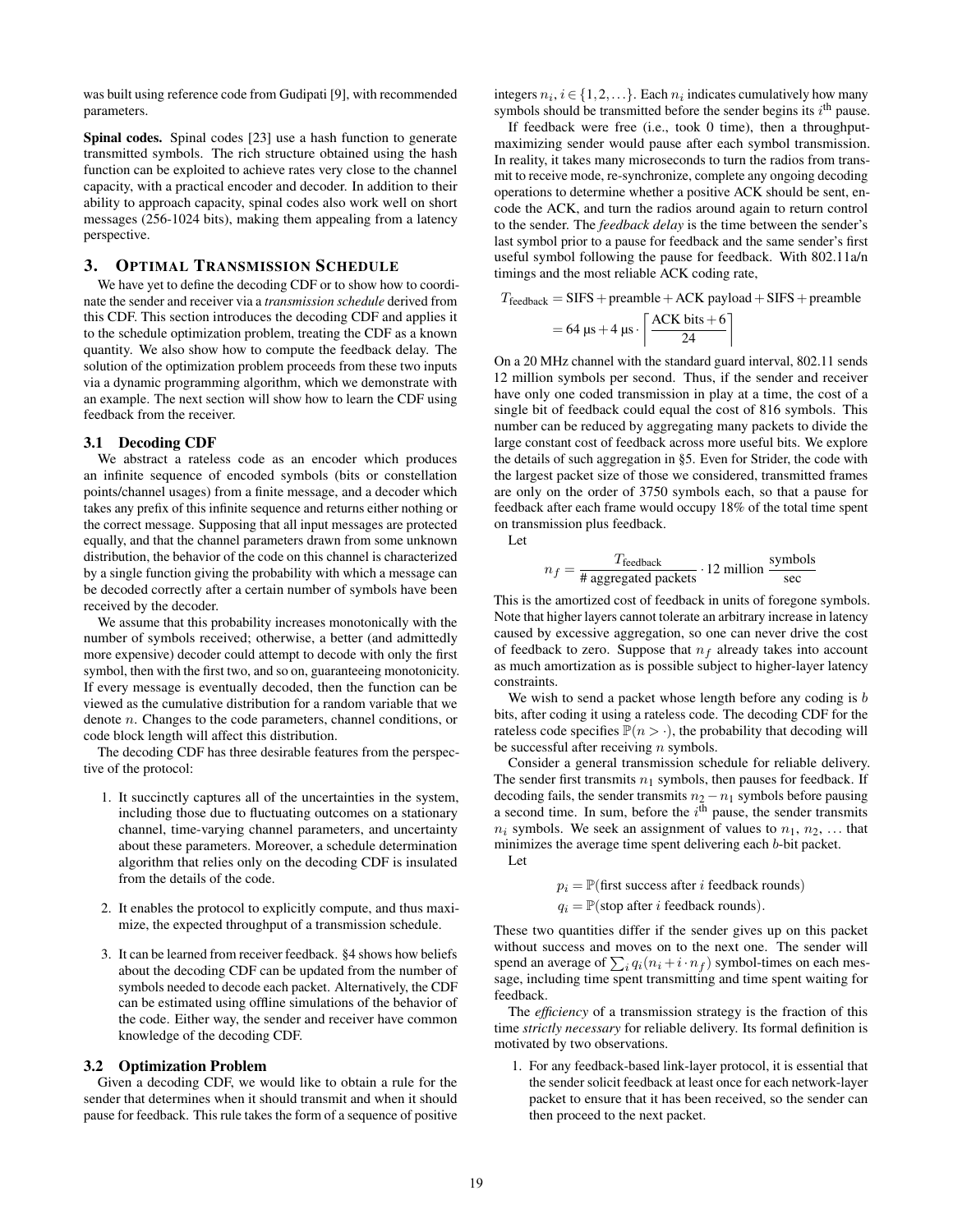was built using reference code from Gudipati [9], with recommended parameters.

**Spinal codes.** Spinal codes [23] use a hash function to generate transmitted symbols. The rich structure obtained using the hash function can be exploited to achieve rates very close to the channel capacity, with a practical encoder and decoder. In addition to their ability to approach capacity, spinal codes also work well on short messages (256-1024 bits), making them appealing from a latency perspective.

## 3. Optimal Transmission Schedule

We have yet to define the decoding CDF or to show how to coordinate the sender and receiver via a *transmission schedule* derived from this CDF. This section introduces the decoding CDF and applies it to the schedule optimization problem, treating the CDF as a known quantity. We also show how to compute the feedback delay. The solution of the optimization problem proceeds from these two inputs via a dynamic programming algorithm, which we demonstrate with an example. The next section will show how to learn the CDF using feedback from the receiver.

### 3.1 Decoding CDF

We abstract a rateless code as an encoder which produces an infinite sequence of encoded symbols (bits or constellation points/channel usages) from a finite message, and a decoder which takes any prefix of this infinite sequence and returns either nothing or the correct message. Supposing that all input messages are protected equally, and that the channel parameters drawn from some unknown distribution, the behavior of the code on this channel is characterized by a single function giving the probability with which a message can be decoded correctly after a certain number of symbols have been received by the decoder.

We assume that this probability increases monotonically with the number of symbols received; otherwise, a better (and admittedly more expensive) decoder could attempt to decode with only the first symbol, then with the first two, and so on, guaranteeing monotonicity. If every message is eventually decoded, then the function can be viewed as the cumulative distribution for a random variable that we denote $n$. Changes to the code parameters, channel conditions, or code block length will affect this distribution.

The decoding CDF has three desirable features from the perspective of the protocol:

1. It succinctly captures all of the uncertainties in the system, including those due to fluctuating outcomes on a stationary channel, time-varying channel parameters, and uncertainty about these parameters. Moreover, a schedule determination algorithm that relies only on the decoding CDF is insulated from the details of the code.
2. It enables the protocol to explicitly compute, and thus maximize, the expected throughput of a transmission schedule.
3. It can be learned from receiver feedback. §4 shows how beliefs about the decoding CDF can be updated from the number of symbols needed to decode each packet. Alternatively, the CDF can be estimated using offline simulations of the behavior of the code. Either way, the sender and receiver have common knowledge of the decoding CDF.

### 3.2 Optimization Problem

Given a decoding CDF, we would like to obtain a rule for the sender that determines when it should transmit and when it should pause for feedback. This rule takes the form of a sequence of positive integers $n_i, i \in \{1, 2, \ldots\}$. Each $n_i$ indicates cumulatively how many symbols should be transmitted before the sender begins its $i^{\text{th}}$ pause.

If feedback were free (i.e., took 0 time), then a throughput-maximizing sender would pause after each symbol transmission. In reality, it takes many microseconds to turn the radios from transmit to receive mode, re-synchronize, complete any ongoing decoding operations to determine whether a positive ACK should be sent, encode the ACK, and turn the radios around again to return control to the sender. The *feedback delay* is the time between the sender's last symbol prior to a pause for feedback and the same sender's first useful symbol following the pause for feedback. With 802.11a/n timings and the most reliable ACK coding rate,

$$T_{\text{feedback}} = \text{SIFS} + \text{preamble} + \text{ACK payload} + \text{SIFS} + \text{preamble}$$

$$= 64\ \mu\text{s} + 4\ \mu\text{s} \cdot \left\lceil \frac{\text{ACK bits} + 6}{24} \right\rceil$$

On a 20 MHz channel with the standard guard interval, 802.11 sends 12 million symbols per second. Thus, if the sender and receiver have only one coded transmission in play at a time, the cost of a single bit of feedback could equal the cost of 816 symbols. This number can be reduced by aggregating many packets to divide the large constant cost of feedback across more useful bits. We explore the details of such aggregation in §5. Even for Strider, the code with the largest packet size of those we considered, transmitted frames are only on the order of 3750 symbols each, so that a pause for feedback after each frame would occupy 18% of the total time spent on transmission plus feedback.

Let

$$n_f = \frac{T_{\text{feedback}}}{\text{\# aggregated packets}} \cdot 12 \text{ million } \frac{\text{symbols}}{\text{sec}}$$

This is the amortized cost of feedback in units of foregone symbols. Note that higher layers cannot tolerate an arbitrary increase in latency caused by excessive aggregation, so one can never drive the cost of feedback to zero. Suppose that $n_f$ already takes into account as much amortization as is possible subject to higher-layer latency constraints.

We wish to send a packet whose length before any coding is $b$ bits, after coding it using a rateless code. The decoding CDF for the rateless code specifies $\mathbb{P}(n > \cdot)$, the probability that decoding will be successful after receiving $n$ symbols.

Consider a general transmission schedule for reliable delivery. The sender first transmits $n_1$ symbols, then pauses for feedback. If decoding fails, the sender transmits $n_2 - n_1$ symbols before pausing a second time. In sum, before the $i^{\text{th}}$ pause, the sender transmits $n_i$ symbols. We seek an assignment of values to $n_1$, $n_2$, ... that minimizes the average time spent delivering each $b$-bit packet.

Let

$$p_i = \mathbb{P}(\text{first success after } i \text{ feedback rounds})$$

$$q_i = \mathbb{P}(\text{stop after } i \text{ feedback rounds}).$$

These two quantities differ if the sender gives up on this packet without success and moves on to the next one. The sender will spend an average of $\sum_i q_i(n_i + i \cdot n_f)$ symbol-times on each message, including time spent transmitting and time spent waiting for feedback.

The *efficiency* of a transmission strategy is the fraction of this time *strictly necessary* for reliable delivery. Its formal definition is motivated by two observations.

1. For any feedback-based link-layer protocol, it is essential that the sender solicit feedback at least once for each network-layer packet to ensure that it has been received, so the sender can then proceed to the next packet.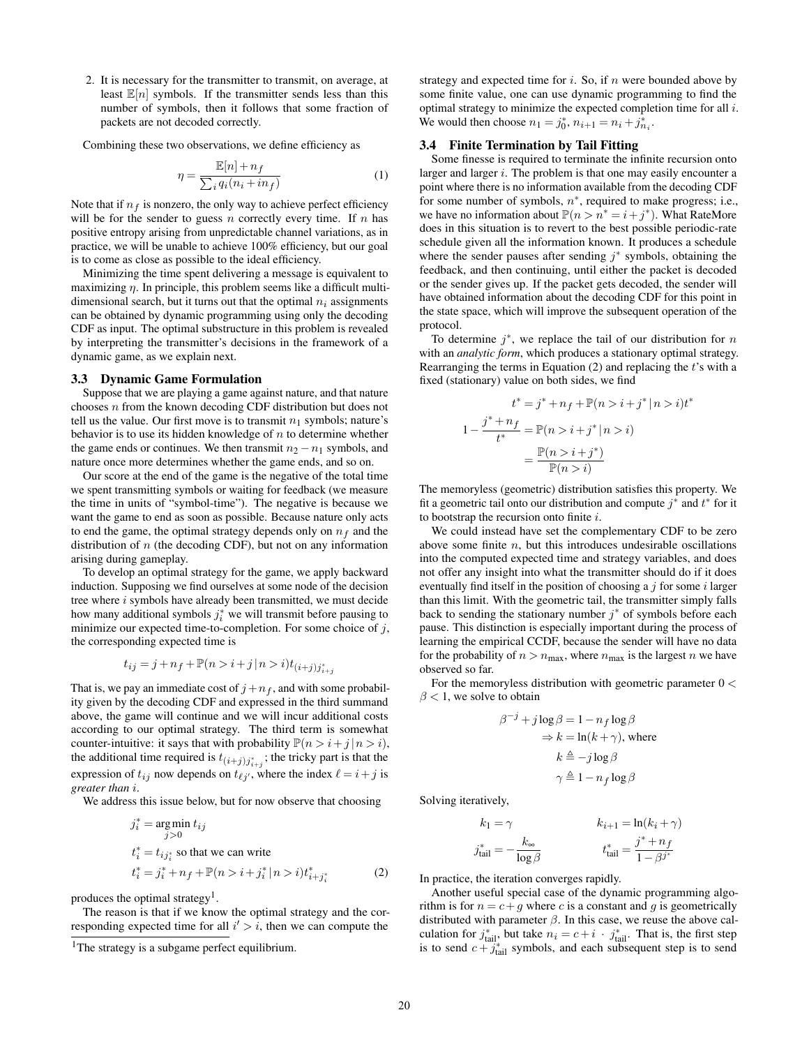2. It is necessary for the transmitter to transmit, on average, at least $\mathbb{E}[n]$ symbols. If the transmitter sends less than this number of symbols, then it follows that some fraction of packets are not decoded correctly.

Combining these two observations, we define efficiency as

$$\eta = \frac{\mathbb{E}[n] + n_f}{\sum_i q_i (n_i + i n_f)} \tag{1}$$

Note that if $n_f$ is nonzero, the only way to achieve perfect efficiency will be for the sender to guess $n$ correctly every time. If $n$ has positive entropy arising from unpredictable channel variations, as in practice, we will be unable to achieve 100% efficiency, but our goal is to come as close as possible to the ideal efficiency.

Minimizing the time spent delivering a message is equivalent to maximizing $\eta$. In principle, this problem seems like a difficult multi-dimensional search, but it turns out that the optimal $n_i$ assignments can be obtained by dynamic programming using only the decoding CDF as input. The optimal substructure in this problem is revealed by interpreting the transmitter's decisions in the framework of a dynamic game, as we explain next.

### 3.3 Dynamic Game Formulation

Suppose that we are playing a game against nature, and that nature chooses $n$ from the known decoding CDF distribution but does not tell us the value. Our first move is to transmit $n_1$ symbols; nature's behavior is to use its hidden knowledge of $n$ to determine whether the game ends or continues. We then transmit $n_2 - n_1$ symbols, and nature once more determines whether the game ends, and so on.

Our score at the end of the game is the negative of the total time we spent transmitting symbols or waiting for feedback (we measure the time in units of "symbol-time"). The negative is because we want the game to end as soon as possible. Because nature only acts to end the game, the optimal strategy depends only on $n_f$ and the distribution of $n$ (the decoding CDF), but not on any information arising during gameplay.

To develop an optimal strategy for the game, we apply backward induction. Supposing we find ourselves at some node of the decision tree where $i$ symbols have already been transmitted, we must decide how many additional symbols $j_i^*$ we will transmit before pausing to minimize our expected time-to-completion. For some choice of $j$, the corresponding expected time is

$$t_{ij} = j + n_f + \mathbb{P}(n > i + j \,|\, n > i) t_{(i+j)j^*_{i+j}}$$

That is, we pay an immediate cost of $j + n_f$, and with some probability given by the decoding CDF and expressed in the third summand above, the game will continue and we will incur additional costs according to our optimal strategy. The third term is somewhat counter-intuitive: it says that with probability $\mathbb{P}(n > i + j \,|\, n > i)$, the additional time required is $t_{(i+j)j^*_{i+j}}$; the tricky part is that the expression of $t_{ij}$ now depends on $t_{\ell j'}$, where the index $\ell = i + j$ is *greater than* $i$.

We address this issue below, but for now observe that choosing

$$
\begin{aligned}
& j_i^* = \underset{j>0}{\arg\min}\, t_{ij} \\
& t_i^* = t_{ij_i^*} \text{ so that we can write} \\
& t_i^* = j_i^* + n_f + \mathbb{P}(n > i + j_i^* \,|\, n > i) t^*_{i+j_i^*}
\end{aligned}
\tag{2}
$$

produces the optimal strategy[1].

The reason is that if we know the optimal strategy and the corresponding expected time for all $i' > i$, then we can compute the strategy and expected time for $i$. So, if $n$ were bounded above by some finite value, one can use dynamic programming to find the optimal strategy to minimize the expected completion time for all $i$. We would then choose $n_1 = j_0^*$, $n_{i+1} = n_i + j^*_{n_i}$.

[1] The strategy is a subgame perfect equilibrium.

### 3.4 Finite Termination by Tail Fitting

Some finesse is required to terminate the infinite recursion onto larger and larger $i$. The problem is that one may easily encounter a point where there is no information available from the decoding CDF for some number of symbols, $n^*$, required to make progress; i.e., we have no information about $\mathbb{P}(n > n^* = i + j^*)$. What RateMore does in this situation is to revert to the best possible periodic-rate schedule given all the information known. It produces a schedule where the sender pauses after sending $j^*$ symbols, obtaining the feedback, and then continuing, until either the packet is decoded or the sender gives up. If the packet gets decoded, the sender will have obtained information about the decoding CDF for this point in the state space, which will improve the subsequent operation of the protocol.

To determine $j^*$, we replace the tail of our distribution for $n$ with an *analytic form*, which produces a stationary optimal strategy. Rearranging the terms in Equation (2) and replacing the $t$'s with a fixed (stationary) value on both sides, we find

$$
\begin{aligned}
t^* &= j^* + n_f + \mathbb{P}(n > i + j^* \,|\, n > i) t^* \\
1 - \frac{j^* + n_f}{t^*} &= \mathbb{P}(n > i + j^* \,|\, n > i) \\
&= \frac{\mathbb{P}(n > i + j^*)}{\mathbb{P}(n > i)}
\end{aligned}
$$

The memoryless (geometric) distribution satisfies this property. We fit a geometric tail onto our distribution and compute $j^*$ and $t^*$ for it to bootstrap the recursion onto finite $i$.

We could instead have set the complementary CDF to be zero above some finite $n$, but this introduces undesirable oscillations into the computed expected time and strategy variables, and does not offer any insight into what the transmitter should do if it does eventually find itself in the position of choosing a $j$ for some $i$ larger than this limit. With the geometric tail, the transmitter simply falls back to sending the stationary number $j^*$ of symbols before each pause. This distinction is especially important during the process of learning the empirical CCDF, because the sender will have no data for the probability of $n > n_{\max}$, where $n_{\max}$ is the largest $n$ we have observed so far.

For the memoryless distribution with geometric parameter $0 < \beta < 1$, we solve to obtain

$$
\begin{aligned}
\beta^{-j} + j \log \beta &= 1 - n_f \log \beta \\
\Rightarrow k &= \ln(k + \gamma), \text{ where} \\
k &\triangleq -j \log \beta \\
\gamma &\triangleq 1 - n_f \log \beta
\end{aligned}
$$

Solving iteratively,

$$
\begin{aligned}
k_1 &= \gamma & k_{i+1} &= \ln(k_i + \gamma) \\
j^*_{\text{tail}} &= -\frac{k_\infty}{\log \beta} & t^*_{\text{tail}} &= \frac{j^* + n_f}{1 - \beta^{j^*}}
\end{aligned}
$$

In practice, the iteration converges rapidly.

Another useful special case of the dynamic programming algorithm is for $n = c + g$ where $c$ is a constant and $g$ is geometrically distributed with parameter $\beta$. In this case, we reuse the above calculation for $j^*_{\text{tail}}$, but take $n_i = c + i \cdot j^*_{\text{tail}}$. That is, the first step is to send $c + j^*_{\text{tail}}$ symbols, and each subsequent step is to send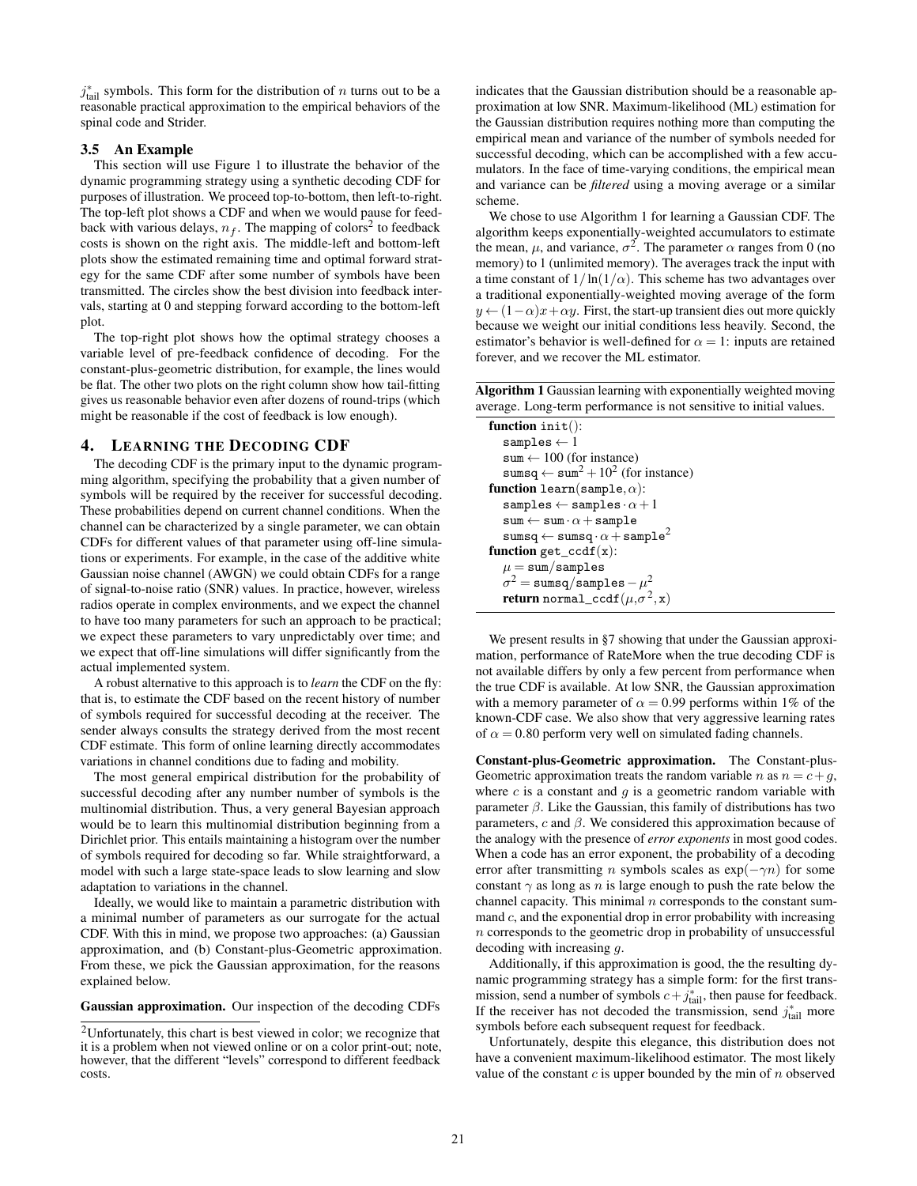$j^*_{\text{tail}}$ symbols. This form for the distribution of $n$ turns out to be a reasonable practical approximation to the empirical behaviors of the spinal code and Strider.

### 3.5 An Example

This section will use Figure 1 to illustrate the behavior of the dynamic programming strategy using a synthetic decoding CDF for purposes of illustration. We proceed top-to-bottom, then left-to-right. The top-left plot shows a CDF and when we would pause for feedback with various delays, $n_f$. The mapping of colors[2] to feedback costs is shown on the right axis. The middle-left and bottom-left plots show the estimated remaining time and optimal forward strategy for the same CDF after some number of symbols have been transmitted. The circles show the best division into feedback intervals, starting at 0 and stepping forward according to the bottom-left plot.

The top-right plot shows how the optimal strategy chooses a variable level of pre-feedback confidence of decoding. For the constant-plus-geometric distribution, for example, the lines would be flat. The other two plots on the right column show how tail-fitting gives us reasonable behavior even after dozens of round-trips (which might be reasonable if the cost of feedback is low enough).

## 4. LEARNING THE DECODING CDF

The decoding CDF is the primary input to the dynamic programming algorithm, specifying the probability that a given number of symbols will be required by the receiver for successful decoding. These probabilities depend on current channel conditions. When the channel can be characterized by a single parameter, we can obtain CDFs for different values of that parameter using off-line simulations or experiments. For example, in the case of the additive white Gaussian noise channel (AWGN) we could obtain CDFs for a range of signal-to-noise ratio (SNR) values. In practice, however, wireless radios operate in complex environments, and we expect the channel to have too many parameters for such an approach to be practical; we expect these parameters to vary unpredictably over time; and we expect that off-line simulations will differ significantly from the actual implemented system.

A robust alternative to this approach is to *learn* the CDF on the fly: that is, to estimate the CDF based on the recent history of number of symbols required for successful decoding at the receiver. The sender always consults the strategy derived from the most recent CDF estimate. This form of online learning directly accommodates variations in channel conditions due to fading and mobility.

The most general empirical distribution for the probability of successful decoding after any number number of symbols is the multinomial distribution. Thus, a very general Bayesian approach would be to learn this multinomial distribution beginning from a Dirichlet prior. This entails maintaining a histogram over the number of symbols required for decoding so far. While straightforward, a model with such a large state-space leads to slow learning and slow adaptation to variations in the channel.

Ideally, we would like to maintain a parametric distribution with a minimal number of parameters as our surrogate for the actual CDF. With this in mind, we propose two approaches: (a) Gaussian approximation, and (b) Constant-plus-Geometric approximation. From these, we pick the Gaussian approximation, for the reasons explained below.

**Gaussian approximation.** Our inspection of the decoding CDFs indicates that the Gaussian distribution should be a reasonable approximation at low SNR. Maximum-likelihood (ML) estimation for the Gaussian distribution requires nothing more than computing the empirical mean and variance of the number of symbols needed for successful decoding, which can be accomplished with a few accumulators. In the face of time-varying conditions, the empirical mean and variance can be *filtered* using a moving average or a similar scheme.

We chose to use Algorithm 1 for learning a Gaussian CDF. The algorithm keeps exponentially-weighted accumulators to estimate the mean, $\mu$, and variance, $\sigma^2$. The parameter $\alpha$ ranges from 0 (no memory) to 1 (unlimited memory). The averages track the input with a time constant of $1/\ln(1/\alpha)$. This scheme has two advantages over a traditional exponentially-weighted moving average of the form $y \leftarrow (1-\alpha)x + \alpha y$. First, the start-up transient dies out more quickly because we weight our initial conditions less heavily. Second, the estimator's behavior is well-defined for $\alpha = 1$: inputs are retained forever, and we recover the ML estimator.

**Algorithm 1** Gaussian learning with exponentially weighted moving average. Long-term performance is not sensitive to initial values.

```
function init():
    samples ← 1
    sum ← 100 (for instance)
    sumsq ← sum² + 10² (for instance)
function learn(sample, α):
    samples ← samples · α + 1
    sum ← sum · α + sample
    sumsq ← sumsq · α + sample²
function get_ccdf(x):
    μ = sum/samples
    σ² = sumsq/samples − μ²
    return normal_ccdf(μ, σ², x)
```

We present results in §7 showing that under the Gaussian approximation, performance of RateMore when the true decoding CDF is not available differs by only a few percent from performance when the true CDF is available. At low SNR, the Gaussian approximation with a memory parameter of $\alpha = 0.99$ performs within 1% of the known-CDF case. We also show that very aggressive learning rates of $\alpha = 0.80$ perform very well on simulated fading channels.

**Constant-plus-Geometric approximation.** The Constant-plus-Geometric approximation treats the random variable $n$ as $n = c + g$, where $c$ is a constant and $g$ is a geometric random variable with parameter $\beta$. Like the Gaussian, this family of distributions has two parameters, $c$ and $\beta$. We considered this approximation because of the analogy with the presence of *error exponents* in most good codes. When a code has an error exponent, the probability of a decoding error after transmitting $n$ symbols scales as $\exp(-\gamma n)$ for some constant $\gamma$ as long as $n$ is large enough to push the rate below the channel capacity. This minimal $n$ corresponds to the constant summand $c$, and the exponential drop in error probability with increasing $n$ corresponds to the geometric drop in probability of unsuccessful decoding with increasing $g$.

Additionally, if this approximation is good, the the resulting dynamic programming strategy has a simple form: for the first transmission, send a number of symbols $c + j^*_{\text{tail}}$, then pause for feedback. If the receiver has not decoded the transmission, send $j^*_{\text{tail}}$ more symbols before each subsequent request for feedback.

Unfortunately, despite this elegance, this distribution does not have a convenient maximum-likelihood estimator. The most likely value of the constant $c$ is upper bounded by the min of $n$ observed

[2] Unfortunately, this chart is best viewed in color; we recognize that it is a problem when not viewed online or on a color print-out; note, however, that the different "levels" correspond to different feedback costs.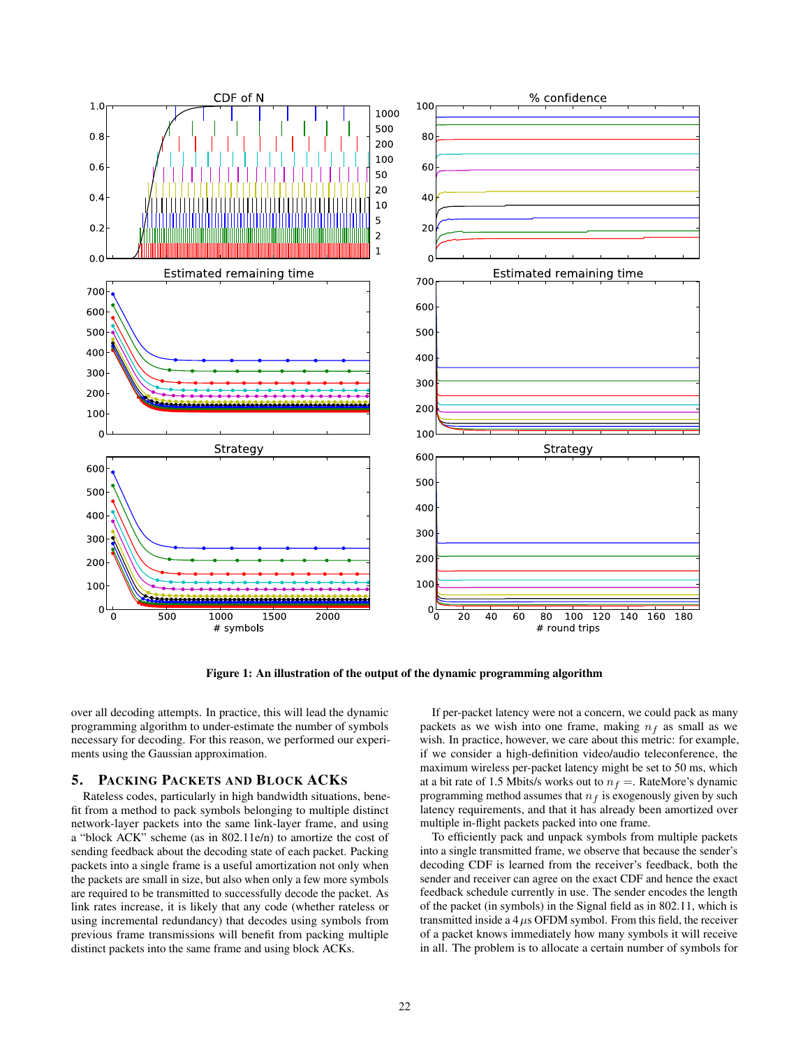**Figure 1: An illustration of the output of the dynamic programming algorithm**

over all decoding attempts. In practice, this will lead the dynamic programming algorithm to under-estimate the number of symbols necessary for decoding. For this reason, we performed our experiments using the Gaussian approximation.

## 5. PACKING PACKETS AND BLOCK ACKS

Rateless codes, particularly in high bandwidth situations, benefit from a method to pack symbols belonging to multiple distinct network-layer packets into the same link-layer frame, and using a "block ACK" scheme (as in 802.11e/n) to amortize the cost of sending feedback about the decoding state of each packet. Packing packets into a single frame is a useful amortization not only when the packets are small in size, but also when only a few more symbols are required to be transmitted to successfully decode the packet. As link rates increase, it is likely that any code (whether rateless or using incremental redundancy) that decodes using symbols from previous frame transmissions will benefit from packing multiple distinct packets into the same frame and using block ACKs.

If per-packet latency were not a concern, we could pack as many packets as we wish into one frame, making $n_f$ as small as we wish. In practice, however, we care about this metric: for example, if we consider a high-definition video/audio teleconference, the maximum wireless per-packet latency might be set to 50 ms, which at a bit rate of 1.5 Mbits/s works out to $n_f =$. RateMore's dynamic programming method assumes that $n_f$ is exogenously given by such latency requirements, and that it has already been amortized over multiple in-flight packets packed into one frame.

To efficiently pack and unpack symbols from multiple packets into a single transmitted frame, we observe that because the sender's decoding CDF is learned from the receiver's feedback, both the sender and receiver can agree on the exact CDF and hence the exact feedback schedule currently in use. The sender encodes the length of the packet (in symbols) in the Signal field as in 802.11, which is transmitted inside a $4\,\mu s$ OFDM symbol. From this field, the receiver of a packet knows immediately how many symbols it will receive in all. The problem is to allocate a certain number of symbols for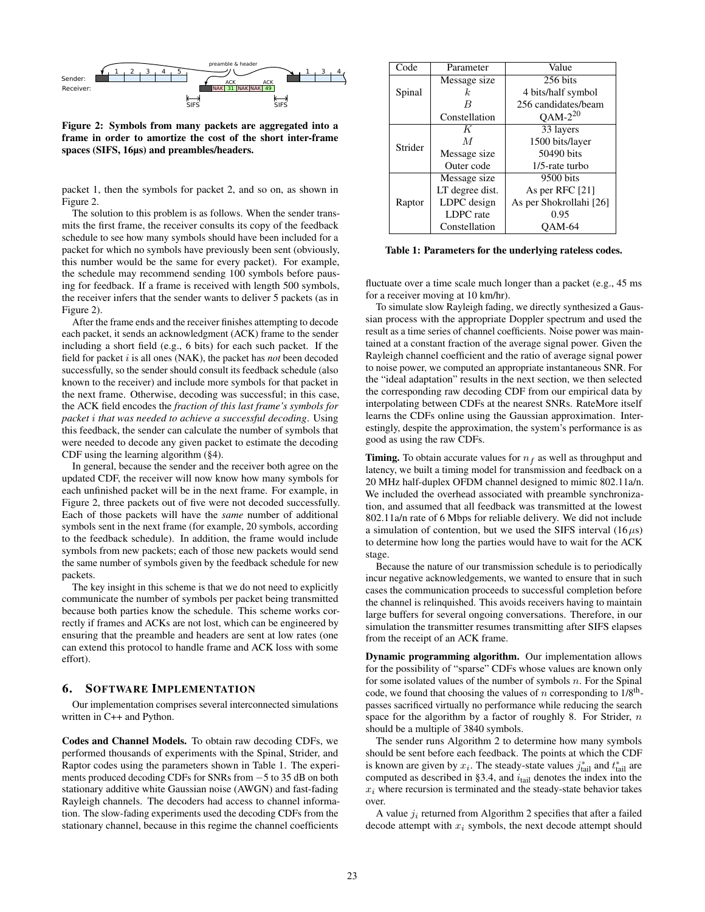Figure 2: Symbols from many packets are aggregated into a frame in order to amortize the cost of the short inter-frame spaces (SIFS, 16µs) and preambles/headers.

packet 1, then the symbols for packet 2, and so on, as shown in Figure 2.

The solution to this problem is as follows. When the sender transmits the first frame, the receiver consults its copy of the feedback schedule to see how many symbols should have been included for a packet for which no symbols have previously been sent (obviously, this number would be the same for every packet). For example, the schedule may recommend sending 100 symbols before pausing for feedback. If a frame is received with length 500 symbols, the receiver infers that the sender wants to deliver 5 packets (as in Figure 2).

After the frame ends and the receiver finishes attempting to decode each packet, it sends an acknowledgment (ACK) frame to the sender including a short field (e.g., 6 bits) for each such packet. If the field for packet $i$ is all ones (NAK), the packet has *not* been decoded successfully, so the sender should consult its feedback schedule (also known to the receiver) and include more symbols for that packet in the next frame. Otherwise, decoding was successful; in this case, the ACK field encodes the *fraction of this last frame's symbols for packet $i$ that was needed to achieve a successful decoding*. Using this feedback, the sender can calculate the number of symbols that were needed to decode any given packet to estimate the decoding CDF using the learning algorithm (§4).

In general, because the sender and the receiver both agree on the updated CDF, the receiver will now know how many symbols for each unfinished packet will be in the next frame. For example, in Figure 2, three packets out of five were not decoded successfully. Each of those packets will have the *same* number of additional symbols sent in the next frame (for example, 20 symbols, according to the feedback schedule). In addition, the frame would include symbols from new packets; each of those new packets would send the same number of symbols given by the feedback schedule for new packets.

The key insight in this scheme is that we do not need to explicitly communicate the number of symbols per packet being transmitted because both parties know the schedule. This scheme works correctly if frames and ACKs are not lost, which can be engineered by ensuring that the preamble and headers are sent at low rates (one can extend this protocol to handle frame and ACK loss with some effort).

## 6. Software Implementation

Our implementation comprises several interconnected simulations written in C++ and Python.

**Codes and Channel Models.** To obtain raw decoding CDFs, we performed thousands of experiments with the Spinal, Strider, and Raptor codes using the parameters shown in Table 1. The experiments produced decoding CDFs for SNRs from −5 to 35 dB on both stationary additive white Gaussian noise (AWGN) and fast-fading Rayleigh channels. The decoders had access to channel information. The slow-fading experiments used the decoding CDFs from the stationary channel, because in this regime the channel coefficients

| Code | Parameter | Value |
|---|---|---|
| Spinal | Message size | 256 bits |
| | $k$ | 4 bits/half symbol |
| | $B$ | 256 candidates/beam |
| | Constellation | QAM-$2^{20}$ |
| Strider | $K$ | 33 layers |
| | $M$ | 1500 bits/layer |
| | Message size | 50490 bits |
| | Outer code | 1/5-rate turbo |
| Raptor | Message size | 9500 bits |
| | LT degree dist. | As per RFC [21] |
| | LDPC design | As per Shokrollahi [26] |
| | LDPC rate | 0.95 |
| | Constellation | QAM-64 |

**Table 1: Parameters for the underlying rateless codes.**

fluctuate over a time scale much longer than a packet (e.g., 45 ms for a receiver moving at 10 km/hr).

To simulate slow Rayleigh fading, we directly synthesized a Gaussian process with the appropriate Doppler spectrum and used the result as a time series of channel coefficients. Noise power was maintained at a constant fraction of the average signal power. Given the Rayleigh channel coefficient and the ratio of average signal power to noise power, we computed an appropriate instantaneous SNR. For the "ideal adaptation" results in the next section, we then selected the corresponding raw decoding CDF from our empirical data by interpolating between CDFs at the nearest SNRs. RateMore itself learns the CDFs online using the Gaussian approximation. Interestingly, despite the approximation, the system's performance is as good as using the raw CDFs.

**Timing.** To obtain accurate values for $n_f$ as well as throughput and latency, we built a timing model for transmission and feedback on a 20 MHz half-duplex OFDM channel designed to mimic 802.11a/n. We included the overhead associated with preamble synchronization, and assumed that all feedback was transmitted at the lowest 802.11a/n rate of 6 Mbps for reliable delivery. We did not include a simulation of contention, but we used the SIFS interval (16 $\mu$s) to determine how long the parties would have to wait for the ACK stage.

Because the nature of our transmission schedule is to periodically incur negative acknowledgements, we wanted to ensure that in such cases the communication proceeds to successful completion before the channel is relinquished. This avoids receivers having to maintain large buffers for several ongoing conversations. Therefore, in our simulation the transmitter resumes transmitting after SIFS elapses from the receipt of an ACK frame.

**Dynamic programming algorithm.** Our implementation allows for the possibility of "sparse" CDFs whose values are known only for some isolated values of the number of symbols $n$. For the Spinal code, we found that choosing the values of $n$ corresponding to 1/8$^{\text{th}}$-passes sacrificed virtually no performance while reducing the search space for the algorithm by a factor of roughly 8. For Strider, $n$ should be a multiple of 3840 symbols.

The sender runs Algorithm 2 to determine how many symbols should be sent before each feedback. The points at which the CDF is known are given by $x_i$. The steady-state values $j^*_{\text{tail}}$ and $t^*_{\text{tail}}$ are computed as described in §3.4, and $i_{\text{tail}}$ denotes the index into the $x_i$ where recursion is terminated and the steady-state behavior takes over.

A value $j_i$ returned from Algorithm 2 specifies that after a failed decode attempt with $x_i$ symbols, the next decode attempt should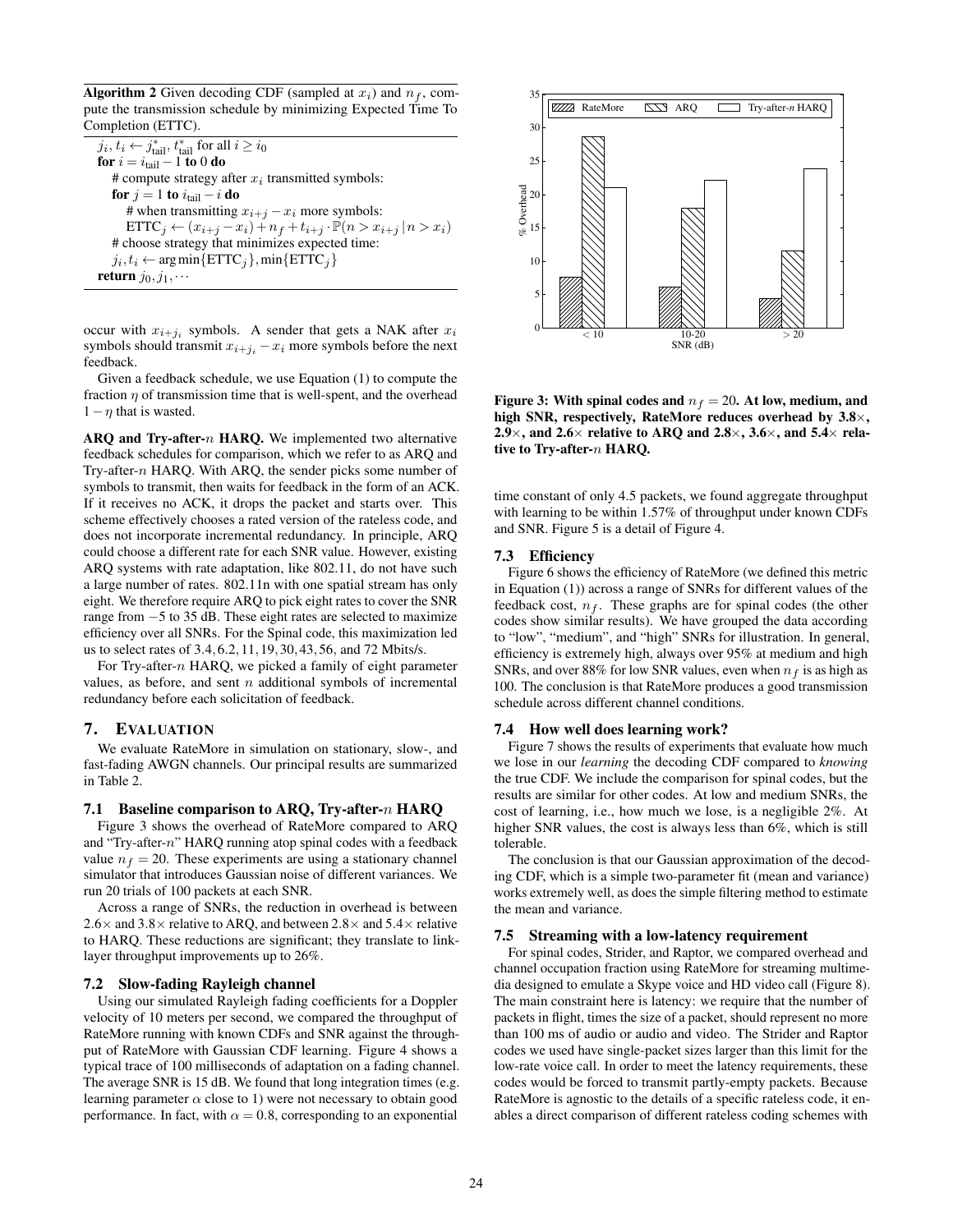**Algorithm 2** Given decoding CDF (sampled at $x_i$) and $n_f$, compute the transmission schedule by minimizing Expected Time To Completion (ETTC).

```
j_i, t_i ← j*_tail, t*_tail for all i ≥ i_0
for i = i_tail − 1 to 0 do
    # compute strategy after x_i transmitted symbols:
    for j = 1 to i_tail − i do
        # when transmitting x_{i+j} − x_i more symbols:
        ETTC_j ← (x_{i+j} − x_i) + n_f + t_{i+j} · P(n > x_{i+j} | n > x_i)
    # choose strategy that minimizes expected time:
    j_i, t_i ← argmin{ETTC_j}, min{ETTC_j}
return j_0, j_1, ···
```

occur with $x_{i+j_i}$ symbols. A sender that gets a NAK after $x_i$ symbols should transmit $x_{i+j_i} - x_i$ more symbols before the next feedback.

Given a feedback schedule, we use Equation (1) to compute the fraction $\eta$ of transmission time that is well-spent, and the overhead $1-\eta$ that is wasted.

**ARQ and Try-after-$n$ HARQ.** We implemented two alternative feedback schedules for comparison, which we refer to as ARQ and Try-after-$n$ HARQ. With ARQ, the sender picks some number of symbols to transmit, then waits for feedback in the form of an ACK. If it receives no ACK, it drops the packet and starts over. This scheme effectively chooses a rated version of the rateless code, and does not incorporate incremental redundancy. In principle, ARQ could choose a different rate for each SNR value. However, existing ARQ systems with rate adaptation, like 802.11, do not have such a large number of rates. 802.11n with one spatial stream has only eight. We therefore require ARQ to pick eight rates to cover the SNR range from $-5$ to 35 dB. These eight rates are selected to maximize efficiency over all SNRs. For the Spinal code, this maximization led us to select rates of 3.4, 6.2, 11, 19, 30, 43, 56, and 72 Mbits/s.

For Try-after-$n$ HARQ, we picked a family of eight parameter values, as before, and sent $n$ additional symbols of incremental redundancy before each solicitation of feedback.

## 7. EVALUATION

We evaluate RateMore in simulation on stationary, slow-, and fast-fading AWGN channels. Our principal results are summarized in Table 2.

### 7.1 Baseline comparison to ARQ, Try-after-$n$ HARQ

Figure 3 shows the overhead of RateMore compared to ARQ and "Try-after-$n$" HARQ running atop spinal codes with a feedback value $n_f = 20$. These experiments are using a stationary channel simulator that introduces Gaussian noise of different variances. We run 20 trials of 100 packets at each SNR.

Across a range of SNRs, the reduction in overhead is between $2.6\times$ and $3.8\times$ relative to ARQ, and between $2.8\times$ and $5.4\times$ relative to HARQ. These reductions are significant; they translate to link-layer throughput improvements up to 26%.

### 7.2 Slow-fading Rayleigh channel

Using our simulated Rayleigh fading coefficients for a Doppler velocity of 10 meters per second, we compared the throughput of RateMore running with known CDFs and SNR against the throughput of RateMore with Gaussian CDF learning. Figure 4 shows a typical trace of 100 milliseconds of adaptation on a fading channel. The average SNR is 15 dB. We found that long integration times (e.g. learning parameter $\alpha$ close to 1) were not necessary to obtain good performance. In fact, with $\alpha = 0.8$, corresponding to an exponential time constant of only 4.5 packets, we found aggregate throughput with learning to be within 1.57% of throughput under known CDFs and SNR. Figure 5 is a detail of Figure 4.

**Figure 3: With spinal codes and $n_f = 20$. At low, medium, and high SNR, respectively, RateMore reduces overhead by 3.8×, 2.9×, and 2.6× relative to ARQ and 2.8×, 3.6×, and 5.4× relative to Try-after-$n$ HARQ.**

### 7.3 Efficiency

Figure 6 shows the efficiency of RateMore (we defined this metric in Equation (1)) across a range of SNRs for different values of the feedback cost, $n_f$. These graphs are for spinal codes (the other codes show similar results). We have grouped the data according to "low", "medium", and "high" SNRs for illustration. In general, efficiency is extremely high, always over 95% at medium and high SNRs, and over 88% for low SNR values, even when $n_f$ is as high as 100. The conclusion is that RateMore produces a good transmission schedule across different channel conditions.

### 7.4 How well does learning work?

Figure 7 shows the results of experiments that evaluate how much we lose in our *learning* the decoding CDF compared to *knowing* the true CDF. We include the comparison for spinal codes, but the results are similar for other codes. At low and medium SNRs, the cost of learning, i.e., how much we lose, is a negligible 2%. At higher SNR values, the cost is always less than 6%, which is still tolerable.

The conclusion is that our Gaussian approximation of the decoding CDF, which is a simple two-parameter fit (mean and variance) works extremely well, as does the simple filtering method to estimate the mean and variance.

### 7.5 Streaming with a low-latency requirement

For spinal codes, Strider, and Raptor, we compared overhead and channel occupation fraction using RateMore for streaming multimedia designed to emulate a Skype voice and HD video call (Figure 8). The main constraint here is latency: we require that the number of packets in flight, times the size of a packet, should represent no more than 100 ms of audio or audio and video. The Strider and Raptor codes we used have single-packet sizes larger than this limit for the low-rate voice call. In order to meet the latency requirements, these codes would be forced to transmit partly-empty packets. Because RateMore is agnostic to the details of a specific rateless code, it enables a direct comparison of different rateless coding schemes with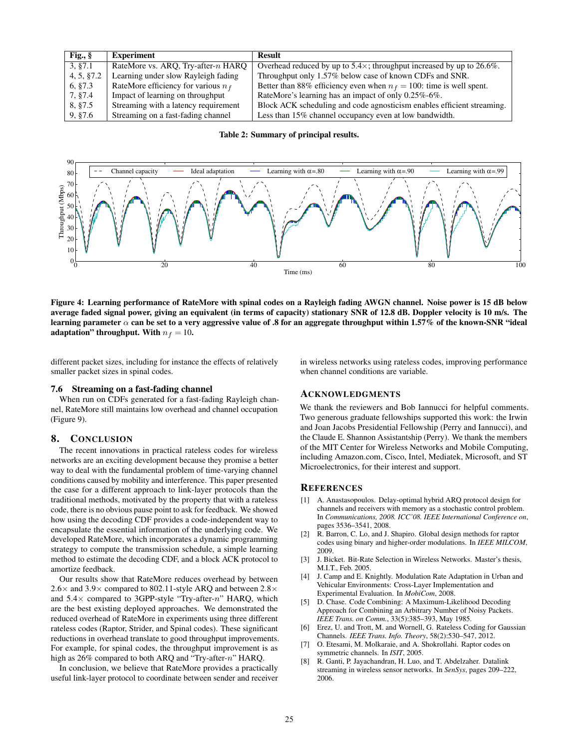| Fig., § | Experiment | Result |
|---|---|---|
| 3, §7.1 | RateMore vs. ARQ, Try-after-$n$ HARQ | Overhead reduced by up to 5.4×; throughput increased by up to 26.6%. |
| 4, 5, §7.2 | Learning under slow Rayleigh fading | Throughput only 1.57% below case of known CDFs and SNR. |
| 6, §7.3 | RateMore efficiency for various $n_f$ | Better than 88% efficiency when $n_f = 100$: time is well spent. |
| 7, §7.4 | Impact of learning on throughput | RateMore's learning has an impact of only 0.25%-6%. |
| 8, §7.5 | Streaming with a latency requirement | Block ACK scheduling and code agnosticism enables efficient streaming. |
| 9, §7.6 | Streaming on a fast-fading channel | Less than 15% channel occupancy even at low bandwidth. |

**Table 2: Summary of principal results.**

**Figure 4: Learning performance of RateMore with spinal codes on a Rayleigh fading AWGN channel. Noise power is 15 dB below average faded signal power, giving an equivalent (in terms of capacity) stationary SNR of 12.8 dB. Doppler velocity is 10 m/s. The learning parameter $\alpha$ can be set to a very aggressive value of .8 for an aggregate throughput within 1.57% of the known-SNR "ideal adaptation" throughput. With $n_f = 10$.**

different packet sizes, including for instance the effects of relatively smaller packet sizes in spinal codes.

### 7.6 Streaming on a fast-fading channel

When run on CDFs generated for a fast-fading Rayleigh channel, RateMore still maintains low overhead and channel occupation (Figure 9).

## 8. CONCLUSION

The recent innovations in practical rateless codes for wireless networks are an exciting development because they promise a better way to deal with the fundamental problem of time-varying channel conditions caused by mobility and interference. This paper presented the case for a different approach to link-layer protocols than the traditional methods, motivated by the property that with a rateless code, there is no obvious pause point to ask for feedback. We showed how using the decoding CDF provides a code-independent way to encapsulate the essential information of the underlying code. We developed RateMore, which incorporates a dynamic programming strategy to compute the transmission schedule, a simple learning method to estimate the decoding CDF, and a block ACK protocol to amortize feedback.

Our results show that RateMore reduces overhead by between 2.6× and 3.9× compared to 802.11-style ARQ and between 2.8× and 5.4× compared to 3GPP-style "Try-after-$n$" HARQ, which are the best existing deployed approaches. We demonstrated the reduced overhead of RateMore in experiments using three different rateless codes (Raptor, Strider, and Spinal codes). These significant reductions in overhead translate to good throughput improvements. For example, for spinal codes, the throughput improvement is as high as 26% compared to both ARQ and "Try-after-$n$" HARQ.

In conclusion, we believe that RateMore provides a practically useful link-layer protocol to coordinate between sender and receiver in wireless networks using rateless codes, improving performance when channel conditions are variable.

## ACKNOWLEDGMENTS

We thank the reviewers and Bob Iannucci for helpful comments. Two generous graduate fellowships supported this work: the Irwin and Joan Jacobs Presidential Fellowship (Perry and Iannucci), and the Claude E. Shannon Assistantship (Perry). We thank the members of the MIT Center for Wireless Networks and Mobile Computing, including Amazon.com, Cisco, Intel, Mediatek, Microsoft, and ST Microelectronics, for their interest and support.

## REFERENCES

[1] A. Anastasopoulos. Delay-optimal hybrid ARQ protocol design for channels and receivers with memory as a stochastic control problem. In *Communications, 2008. ICC'08. IEEE International Conference on*, pages 3536–3541, 2008.

[2] R. Barron, C. Lo, and J. Shapiro. Global design methods for raptor codes using binary and higher-order modulations. In *IEEE MILCOM*, 2009.

[3] J. Bicket. Bit-Rate Selection in Wireless Networks. Master's thesis, M.I.T., Feb. 2005.

[4] J. Camp and E. Knightly. Modulation Rate Adaptation in Urban and Vehicular Environments: Cross-Layer Implementation and Experimental Evaluation. In *MobiCom*, 2008.

[5] D. Chase. Code Combining: A Maximum-Likelihood Decoding Approach for Combining an Arbitrary Number of Noisy Packets. *IEEE Trans. on Comm.*, 33(5):385–393, May 1985.

[6] Erez, U. and Trott, M. and Wornell, G. Rateless Coding for Gaussian Channels. *IEEE Trans. Info. Theory*, 58(2):530–547, 2012.

[7] O. Etesami, M. Molkaraie, and A. Shokrollahi. Raptor codes on symmetric channels. In *ISIT*, 2005.

[8] R. Ganti, P. Jayachandran, H. Luo, and T. Abdelzaher. Datalink streaming in wireless sensor networks. In *SenSys*, pages 209–222, 2006.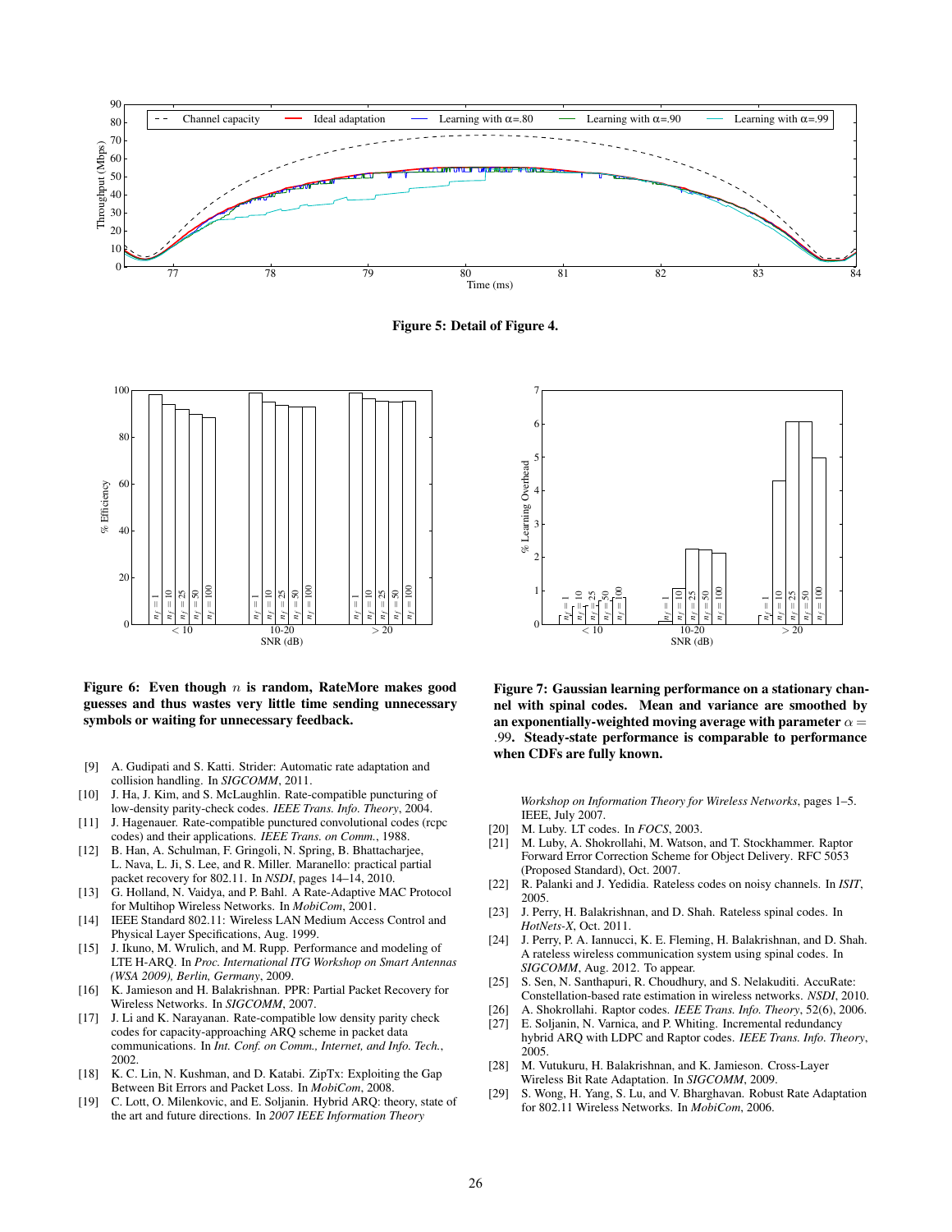**Figure 5: Detail of Figure 4.**

**Figure 6: Even though $n$ is random, RateMore makes good guesses and thus wastes very little time sending unnecessary symbols or waiting for unnecessary feedback.**

**Figure 7: Gaussian learning performance on a stationary channel with spinal codes. Mean and variance are smoothed by an exponentially-weighted moving average with parameter $\alpha = .99$. Steady-state performance is comparable to performance when CDFs are fully known.**

[9] A. Gudipati and S. Katti. Strider: Automatic rate adaptation and collision handling. In *SIGCOMM*, 2011.

[10] J. Ha, J. Kim, and S. McLaughlin. Rate-compatible puncturing of low-density parity-check codes. *IEEE Trans. Info. Theory*, 2004.

[11] J. Hagenauer. Rate-compatible punctured convolutional codes (rcpc codes) and their applications. *IEEE Trans. on Comm.*, 1988.

[12] B. Han, A. Schulman, F. Gringoli, N. Spring, B. Bhattacharjee, L. Nava, L. Ji, S. Lee, and R. Miller. Maranello: practical partial packet recovery for 802.11. In *NSDI*, pages 14–14, 2010.

[13] G. Holland, N. Vaidya, and P. Bahl. A Rate-Adaptive MAC Protocol for Multihop Wireless Networks. In *MobiCom*, 2001.

[14] IEEE Standard 802.11: Wireless LAN Medium Access Control and Physical Layer Specifications, Aug. 1999.

[15] J. Ikuno, M. Wrulich, and M. Rupp. Performance and modeling of LTE H-ARQ. In *Proc. International ITG Workshop on Smart Antennas (WSA 2009), Berlin, Germany*, 2009.

[16] K. Jamieson and H. Balakrishnan. PPR: Partial Packet Recovery for Wireless Networks. In *SIGCOMM*, 2007.

[17] J. Li and K. Narayanan. Rate-compatible low density parity check codes for capacity-approaching ARQ scheme in packet data communications. In *Int. Conf. on Comm., Internet, and Info. Tech.*, 2002.

[18] K. C. Lin, N. Kushman, and D. Katabi. ZipTx: Exploiting the Gap Between Bit Errors and Packet Loss. In *MobiCom*, 2008.

[19] C. Lott, O. Milenkovic, and E. Soljanin. Hybrid ARQ: theory, state of the art and future directions. In *2007 IEEE Information Theory Workshop on Information Theory for Wireless Networks*, pages 1–5. IEEE, July 2007.

[20] M. Luby. LT codes. In *FOCS*, 2003.

[21] M. Luby, A. Shokrollahi, M. Watson, and T. Stockhammer. Raptor Forward Error Correction Scheme for Object Delivery. RFC 5053 (Proposed Standard), Oct. 2007.

[22] R. Palanki and J. Yedidia. Rateless codes on noisy channels. In *ISIT*, 2005.

[23] J. Perry, H. Balakrishnan, and D. Shah. Rateless spinal codes. In *HotNets-X*, Oct. 2011.

[24] J. Perry, P. A. Iannucci, K. E. Fleming, H. Balakrishnan, and D. Shah. A rateless wireless communication system using spinal codes. In *SIGCOMM*, Aug. 2012. To appear.

[25] S. Sen, N. Santhapuri, R. Choudhury, and S. Nelakuditi. AccuRate: Constellation-based rate estimation in wireless networks. *NSDI*, 2010.

[26] A. Shokrollahi. Raptor codes. *IEEE Trans. Info. Theory*, 52(6), 2006.

[27] E. Soljanin, N. Varnica, and P. Whiting. Incremental redundancy hybrid ARQ with LDPC and Raptor codes. *IEEE Trans. Info. Theory*, 2005.

[28] M. Vutukuru, H. Balakrishnan, and K. Jamieson. Cross-Layer Wireless Bit Rate Adaptation. In *SIGCOMM*, 2009.

[29] S. Wong, H. Yang, S. Lu, and V. Bharghavan. Robust Rate Adaptation for 802.11 Wireless Networks. In *MobiCom*, 2006.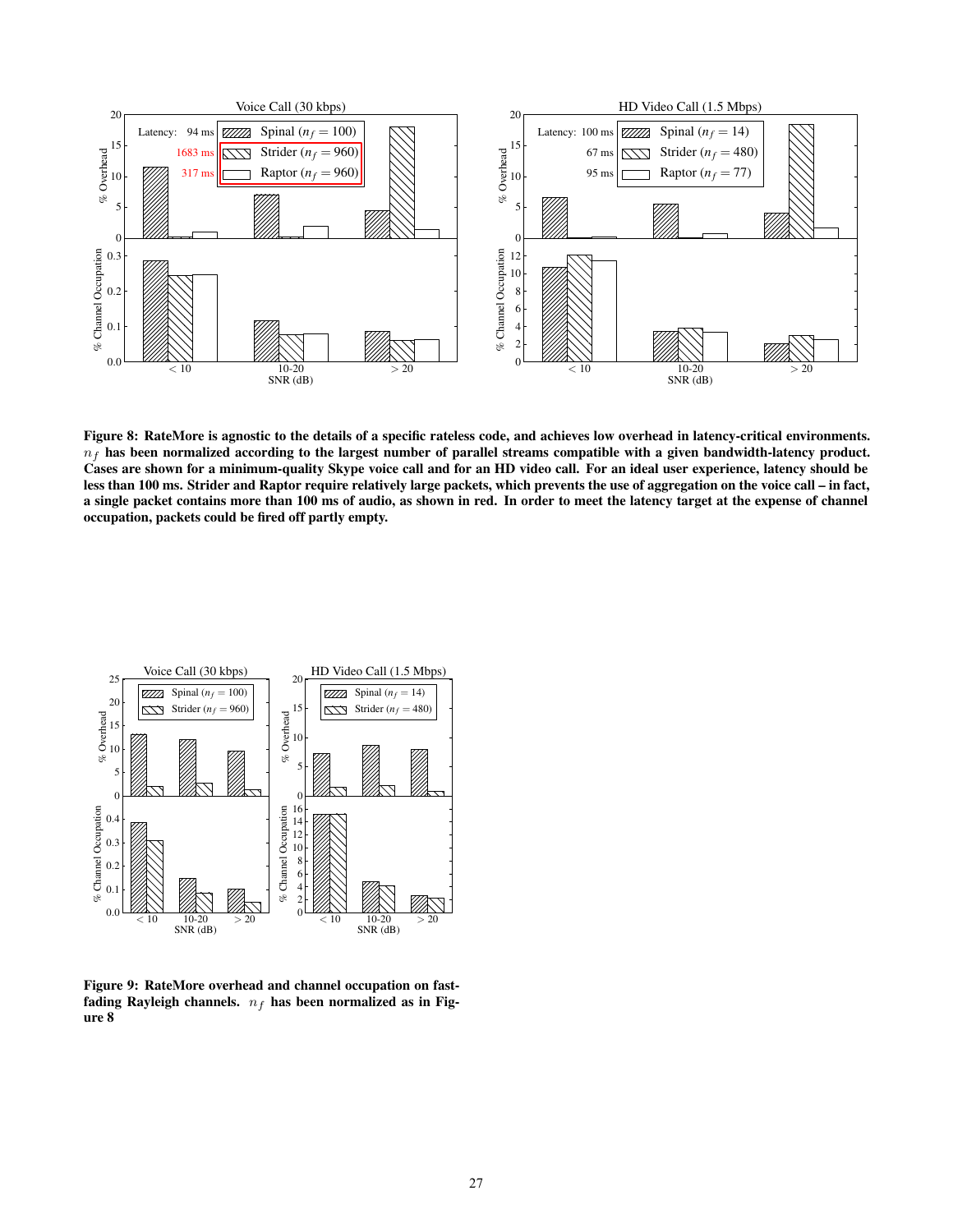Voice Call (30 kbps)

Latency: 94 ms — Spinal ($n_f = 100$)
1683 ms — Strider ($n_f = 960$)
317 ms — Raptor ($n_f = 960$)

% Overhead
0
5
10
15
20

% Channel Occupation
0.0
0.1
0.2
0.3

$< 10$
10-20
$> 20$
SNR (dB)

HD Video Call (1.5 Mbps)

Latency: 100 ms — Spinal ($n_f = 14$)
67 ms — Strider ($n_f = 480$)
95 ms — Raptor ($n_f = 77$)

% Overhead
0
5
10
15
20

% Channel Occupation
0
2
4
6
8
10
12

$< 10$
10-20
$> 20$
SNR (dB)

**Figure 8: RateMore is agnostic to the details of a specific rateless code, and achieves low overhead in latency-critical environments. $n_f$ has been normalized according to the largest number of parallel streams compatible with a given bandwidth-latency product. Cases are shown for a minimum-quality Skype voice call and for an HD video call. For an ideal user experience, latency should be less than 100 ms. Strider and Raptor require relatively large packets, which prevents the use of aggregation on the voice call – in fact, a single packet contains more than 100 ms of audio, as shown in red. In order to meet the latency target at the expense of channel occupation, packets could be fired off partly empty.**

Voice Call (30 kbps)

Spinal ($n_f = 100$)
Strider ($n_f = 960$)

% Overhead
0
5
10
15
20
25

% Channel Occupation
0.0
0.1
0.2
0.3
0.4

$< 10$
10-20
$> 20$
SNR (dB)

HD Video Call (1.5 Mbps)

Spinal ($n_f = 14$)
Strider ($n_f = 480$)

% Overhead
0
5
10
15
20

% Channel Occupation
0
2
4
6
8
10
12
14
16

$< 10$
10-20
$> 20$
SNR (dB)

**Figure 9: RateMore overhead and channel occupation on fast-fading Rayleigh channels. $n_f$ has been normalized as in Figure 8**